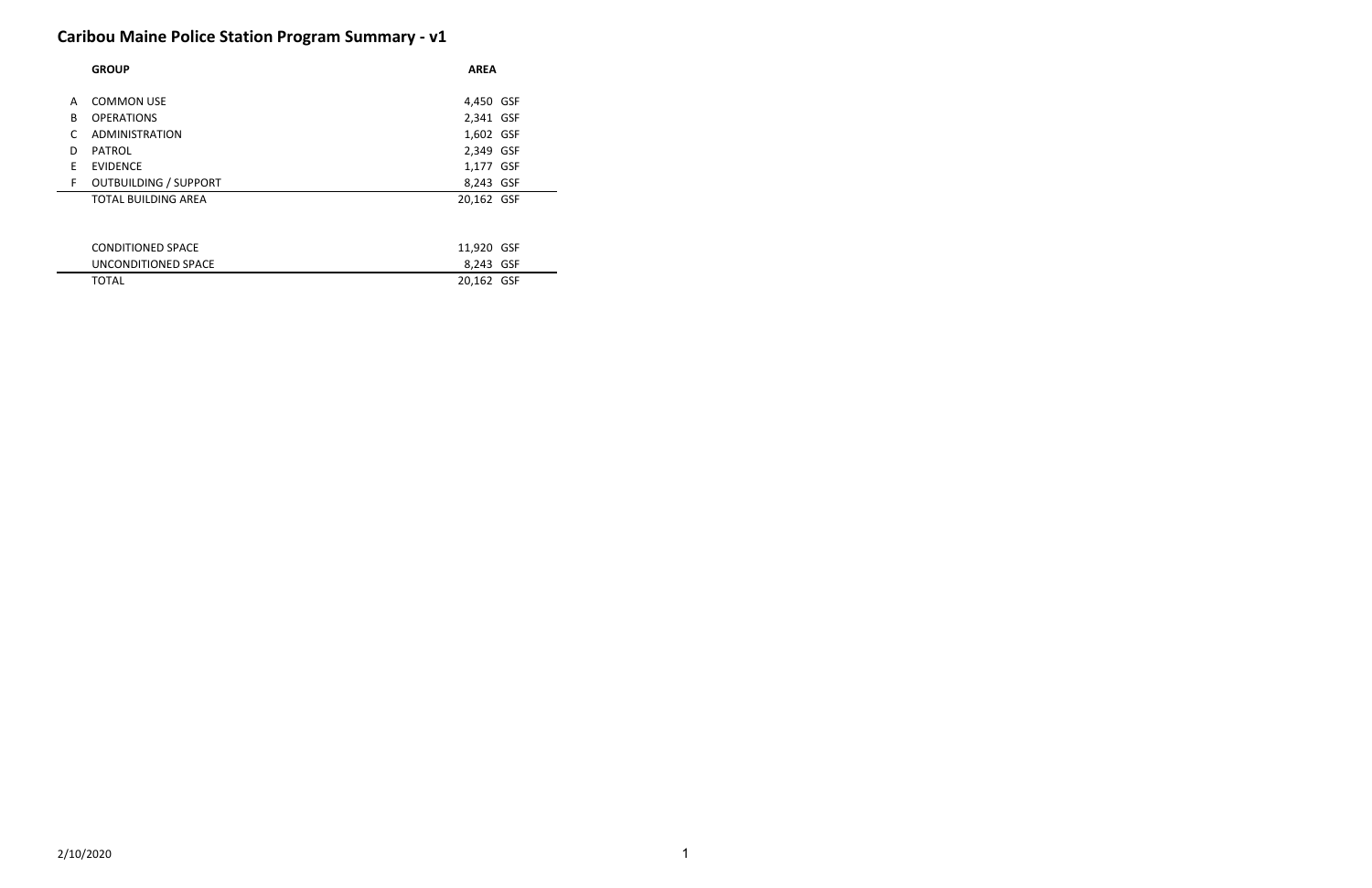# Caribou Maine Police Station Program Summary - v1

| | GROUP | AREA | |
|---|---|---|---|
| A | COMMON USE | 4,450 | GSF |
| B | OPERATIONS | 2,341 | GSF |
| C | ADMINISTRATION | 1,602 | GSF |
| D | PATROL | 2,349 | GSF |
| E | EVIDENCE | 1,177 | GSF |
| F | OUTBUILDING / SUPPORT | 8,243 | GSF |
| | TOTAL BUILDING AREA | 20,162 | GSF |

| | | |
|---|---|---|
| CONDITIONED SPACE | 11,920 | GSF |
| UNCONDITIONED SPACE | 8,243 | GSF |
| TOTAL | 20,162 | GSF |

2/10/2020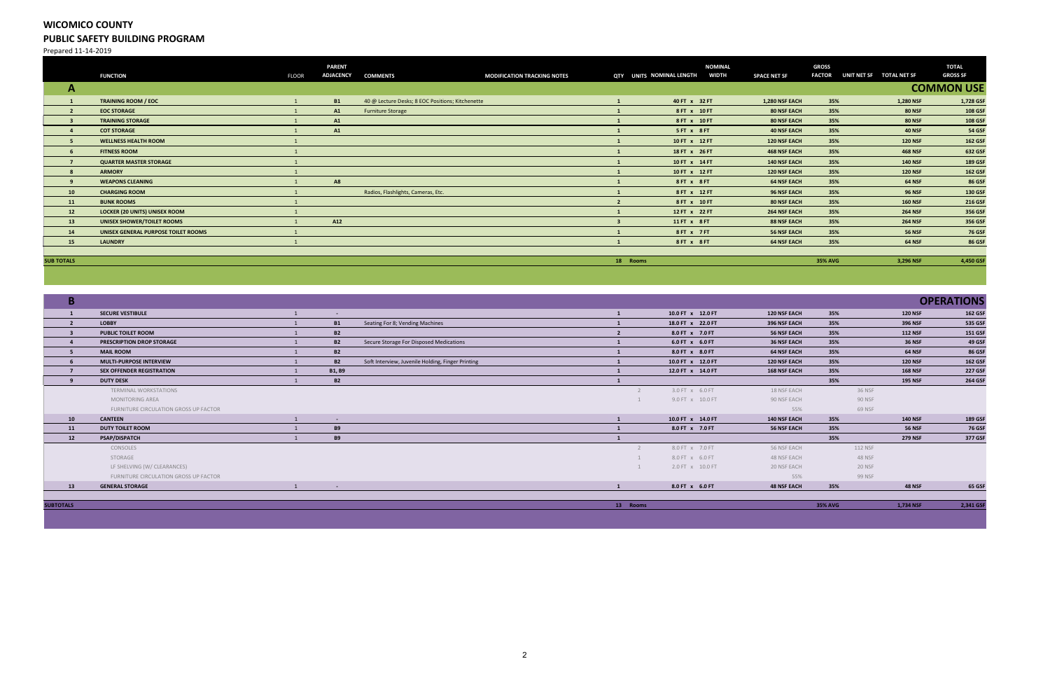# WICOMICO COUNTY

## PUBLIC SAFETY BUILDING PROGRAM

Prepared 11-14-2019

| | FUNCTION | FLOOR | PARENT ADJACENCY | COMMENTS | MODIFICATION TRACKING NOTES | QTY | UNITS | NOMINAL LENGTH | NOMINAL WIDTH | SPACE NET SF | GROSS FACTOR | UNIT NET SF | TOTAL NET SF | TOTAL GROSS SF |
|---|---|---|---|---|---|---|---|---|---|---|---|---|---|---|
| **A** | | | | | | | | | | | | | | **COMMON USE** |
| 1 | TRAINING ROOM / EOC | 1 | B1 | 40 @ Lecture Desks; 8 EOC Positions; Kitchenette | | 1 | | 40 FT x | 32 FT | 1,280 NSF EACH | 35% | | 1,280 NSF | 1,728 GSF |
| 2 | EOC STORAGE | 1 | A1 | Furniture Storage | | 1 | | 8 FT x | 10 FT | 80 NSF EACH | 35% | | 80 NSF | 108 GSF |
| 3 | TRAINING STORAGE | 1 | A1 | | | 1 | | 8 FT x | 10 FT | 80 NSF EACH | 35% | | 80 NSF | 108 GSF |
| 4 | COT STORAGE | 1 | A1 | | | 1 | | 5 FT x | 8 FT | 40 NSF EACH | 35% | | 40 NSF | 54 GSF |
| 5 | WELLNESS HEALTH ROOM | 1 | | | | 1 | | 10 FT x | 12 FT | 120 NSF EACH | 35% | | 120 NSF | 162 GSF |
| 6 | FITNESS ROOM | 1 | | | | 1 | | 18 FT x | 26 FT | 468 NSF EACH | 35% | | 468 NSF | 632 GSF |
| 7 | QUARTER MASTER STORAGE | 1 | | | | 1 | | 10 FT x | 14 FT | 140 NSF EACH | 35% | | 140 NSF | 189 GSF |
| 8 | ARMORY | 1 | | | | 1 | | 10 FT x | 12 FT | 120 NSF EACH | 35% | | 120 NSF | 162 GSF |
| 9 | WEAPONS CLEANING | 1 | A8 | | | 1 | | 8 FT x | 8 FT | 64 NSF EACH | 35% | | 64 NSF | 86 GSF |
| 10 | CHARGING ROOM | 1 | | Radios, Flashlights, Cameras, Etc. | | 1 | | 8 FT x | 12 FT | 96 NSF EACH | 35% | | 96 NSF | 130 GSF |
| 11 | BUNK ROOMS | 1 | | | | 2 | | 8 FT x | 10 FT | 80 NSF EACH | 35% | | 160 NSF | 216 GSF |
| 12 | LOCKER (20 UNITS) UNISEX ROOM | 1 | | | | 1 | | 12 FT x | 22 FT | 264 NSF EACH | 35% | | 264 NSF | 356 GSF |
| 13 | UNISEX SHOWER/TOILET ROOMS | 1 | A12 | | | 3 | | 11 FT x | 8 FT | 88 NSF EACH | 35% | | 264 NSF | 356 GSF |
| 14 | UNISEX GENERAL PURPOSE TOILET ROOMS | 1 | | | | 1 | | 8 FT x | 7 FT | 56 NSF EACH | 35% | | 56 NSF | 76 GSF |
| 15 | LAUNDRY | 1 | | | | 1 | | 8 FT x | 8 FT | 64 NSF EACH | 35% | | 64 NSF | 86 GSF |
| SUB TOTALS | | | | | | 18 | Rooms | | | | 35% AVG | | 3,296 NSF | 4,450 GSF |

| | FUNCTION | FLOOR | PARENT ADJACENCY | COMMENTS | MODIFICATION TRACKING NOTES | QTY | UNITS | NOMINAL LENGTH | NOMINAL WIDTH | SPACE NET SF | GROSS FACTOR | UNIT NET SF | TOTAL NET SF | TOTAL GROSS SF |
|---|---|---|---|---|---|---|---|---|---|---|---|---|---|---|
| **B** | | | | | | | | | | | | | | **OPERATIONS** |
| 1 | SECURE VESTIBULE | 1 | - | | | 1 | | 10.0 FT x | 12.0 FT | 120 NSF EACH | 35% | | 120 NSF | 162 GSF |
| 2 | LOBBY | 1 | B1 | Seating For 8; Vending Machines | | 1 | | 18.0 FT x | 22.0 FT | 396 NSF EACH | 35% | | 396 NSF | 535 GSF |
| 3 | PUBLIC TOILET ROOM | 1 | B2 | | | 2 | | 8.0 FT x | 7.0 FT | 56 NSF EACH | 35% | | 112 NSF | 151 GSF |
| 4 | PRESCRIPTION DROP STORAGE | 1 | B2 | Secure Storage For Disposed Medications | | 1 | | 6.0 FT x | 6.0 FT | 36 NSF EACH | 35% | | 36 NSF | 49 GSF |
| 5 | MAIL ROOM | 1 | B2 | | | 1 | | 8.0 FT x | 8.0 FT | 64 NSF EACH | 35% | | 64 NSF | 86 GSF |
| 6 | MULTI-PURPOSE INTERVIEW | 1 | B2 | Soft Interview, Juvenile Holding, Finger Printing | | 1 | | 10.0 FT x | 12.0 FT | 120 NSF EACH | 35% | | 120 NSF | 162 GSF |
| 7 | SEX OFFENDER REGISTRATION | 1 | B1, B9 | | | 1 | | 12.0 FT x | 14.0 FT | 168 NSF EACH | 35% | | 168 NSF | 227 GSF |
| 9 | DUTY DESK | 1 | B2 | | | 1 | | | | | 35% | | 195 NSF | 264 GSF |
| | TERMINAL WORKSTATIONS | | | | | | 2 | 3.0 FT x | 6.0 FT | 18 NSF EACH | | 36 NSF | | |
| | MONITORING AREA | | | | | | 1 | 9.0 FT x | 10.0 FT | 90 NSF EACH | | 90 NSF | | |
| | FURNITURE CIRCULATION GROSS UP FACTOR | | | | | | | | | 55% | | 69 NSF | | |
| 10 | CANTEEN | 1 | - | | | 1 | | 10.0 FT x | 14.0 FT | 140 NSF EACH | 35% | | 140 NSF | 189 GSF |
| 11 | DUTY TOILET ROOM | 1 | B9 | | | 1 | | 8.0 FT x | 7.0 FT | 56 NSF EACH | 35% | | 56 NSF | 76 GSF |
| 12 | PSAP/DISPATCH | 1 | B9 | | | 1 | | | | | 35% | | 279 NSF | 377 GSF |
| | CONSOLES | | | | | | 2 | 8.0 FT x | 7.0 FT | 56 NSF EACH | | 112 NSF | | |
| | STORAGE | | | | | | 1 | 8.0 FT x | 6.0 FT | 48 NSF EACH | | 48 NSF | | |
| | LF SHELVING (W/ CLEARANCES) | | | | | | 1 | 2.0 FT x | 10.0 FT | 20 NSF EACH | | 20 NSF | | |
| | FURNITURE CIRCULATION GROSS UP FACTOR | | | | | | | | | 55% | | 99 NSF | | |
| 13 | GENERAL STORAGE | 1 | - | | | 1 | | 8.0 FT x | 6.0 FT | 48 NSF EACH | 35% | | 48 NSF | 65 GSF |
| SUBTOTALS | | | | | | 13 | Rooms | | | | 35% AVG | | 1,734 NSF | 2,341 GSF |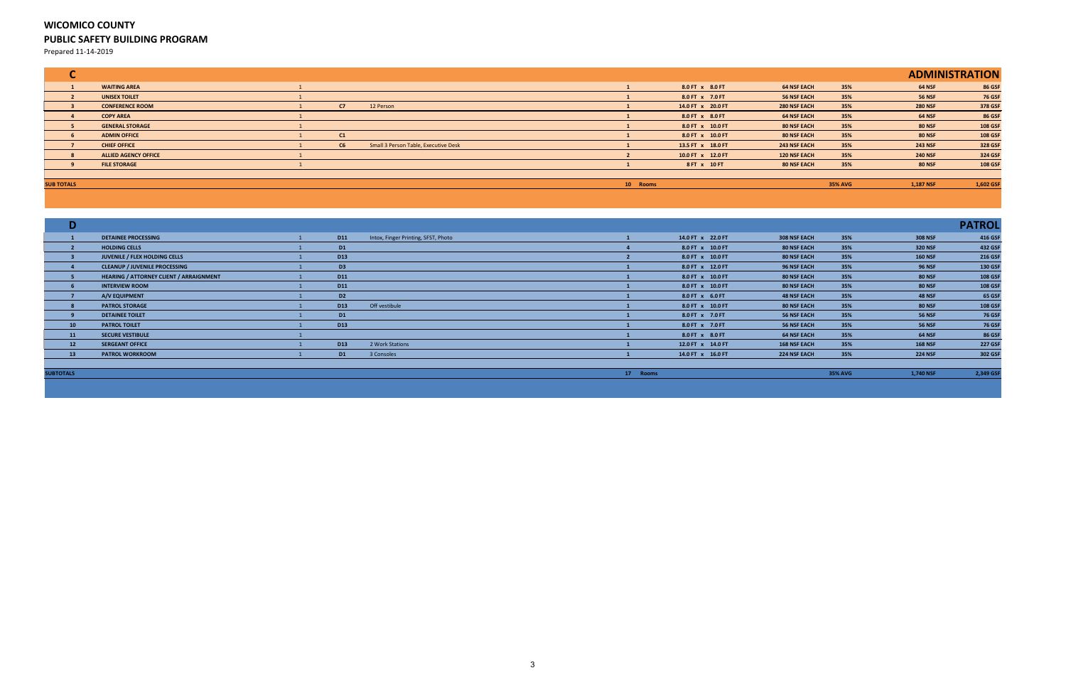# WICOMICO COUNTY

## PUBLIC SAFETY BUILDING PROGRAM

Prepared 11-14-2019

| C | | | | | | | | | | | ADMINISTRATION |
|---|---|---|---|---|---|---|---|---|---|---|---|
| 1 | WAITING AREA | 1 | | | 1 | 8.0 FT x 8.0 FT | 64 NSF EACH | 35% | 64 NSF | 86 GSF |
| 2 | UNISEX TOILET | 1 | | | 1 | 8.0 FT x 7.0 FT | 56 NSF EACH | 35% | 56 NSF | 76 GSF |
| 3 | CONFERENCE ROOM | 1 | C7 | 12 Person | 1 | 14.0 FT x 20.0 FT | 280 NSF EACH | 35% | 280 NSF | 378 GSF |
| 4 | COPY AREA | 1 | | | 1 | 8.0 FT x 8.0 FT | 64 NSF EACH | 35% | 64 NSF | 86 GSF |
| 5 | GENERAL STORAGE | 1 | | | 1 | 8.0 FT x 10.0 FT | 80 NSF EACH | 35% | 80 NSF | 108 GSF |
| 6 | ADMIN OFFICE | 1 | C1 | | 1 | 8.0 FT x 10.0 FT | 80 NSF EACH | 35% | 80 NSF | 108 GSF |
| 7 | CHIEF OFFICE | 1 | C6 | Small 3 Person Table, Executive Desk | 1 | 13.5 FT x 18.0 FT | 243 NSF EACH | 35% | 243 NSF | 328 GSF |
| 8 | ALLIED AGENCY OFFICE | 1 | | | 2 | 10.0 FT x 12.0 FT | 120 NSF EACH | 35% | 240 NSF | 324 GSF |
| 9 | FILE STORAGE | 1 | | | 1 | 8 FT x 10 FT | 80 NSF EACH | 35% | 80 NSF | 108 GSF |
| SUB TOTALS | | | | | 10 Rooms | | | 35% AVG | 1,187 NSF | 1,602 GSF |

| D | | | | | | | | | | PATROL |
|---|---|---|---|---|---|---|---|---|---|---|
| 1 | DETAINEE PROCESSING | 1 | D11 | Intox, Finger Printing, SFST, Photo | 1 | 14.0 FT x 22.0 FT | 308 NSF EACH | 35% | 308 NSF | 416 GSF |
| 2 | HOLDING CELLS | 1 | D1 | | 4 | 8.0 FT x 10.0 FT | 80 NSF EACH | 35% | 320 NSF | 432 GSF |
| 3 | JUVENILE / FLEX HOLDING CELLS | 1 | D13 | | 2 | 8.0 FT x 10.0 FT | 80 NSF EACH | 35% | 160 NSF | 216 GSF |
| 4 | CLEANUP / JUVENILE PROCESSING | 1 | D3 | | 1 | 8.0 FT x 12.0 FT | 96 NSF EACH | 35% | 96 NSF | 130 GSF |
| 5 | HEARING / ATTORNEY CLIENT / ARRAIGNMENT | 1 | D11 | | 1 | 8.0 FT x 10.0 FT | 80 NSF EACH | 35% | 80 NSF | 108 GSF |
| 6 | INTERVIEW ROOM | 1 | D11 | | 1 | 8.0 FT x 10.0 FT | 80 NSF EACH | 35% | 80 NSF | 108 GSF |
| 7 | A/V EQUIPMENT | 1 | D2 | | 1 | 8.0 FT x 6.0 FT | 48 NSF EACH | 35% | 48 NSF | 65 GSF |
| 8 | PATROL STORAGE | 1 | D13 | Off vestibule | 1 | 8.0 FT x 10.0 FT | 80 NSF EACH | 35% | 80 NSF | 108 GSF |
| 9 | DETAINEE TOILET | 1 | D1 | | 1 | 8.0 FT x 7.0 FT | 56 NSF EACH | 35% | 56 NSF | 76 GSF |
| 10 | PATROL TOILET | 1 | D13 | | 1 | 8.0 FT x 7.0 FT | 56 NSF EACH | 35% | 56 NSF | 76 GSF |
| 11 | SECURE VESTIBULE | 1 | | | 1 | 8.0 FT x 8.0 FT | 64 NSF EACH | 35% | 64 NSF | 86 GSF |
| 12 | SERGEANT OFFICE | 1 | D13 | 2 Work Stations | 1 | 12.0 FT x 14.0 FT | 168 NSF EACH | 35% | 168 NSF | 227 GSF |
| 13 | PATROL WORKROOM | 1 | D1 | 3 Consoles | 1 | 14.0 FT x 16.0 FT | 224 NSF EACH | 35% | 224 NSF | 302 GSF |
| SUBTOTALS | | | | | 17 Rooms | | | 35% AVG | 1,740 NSF | 2,349 GSF |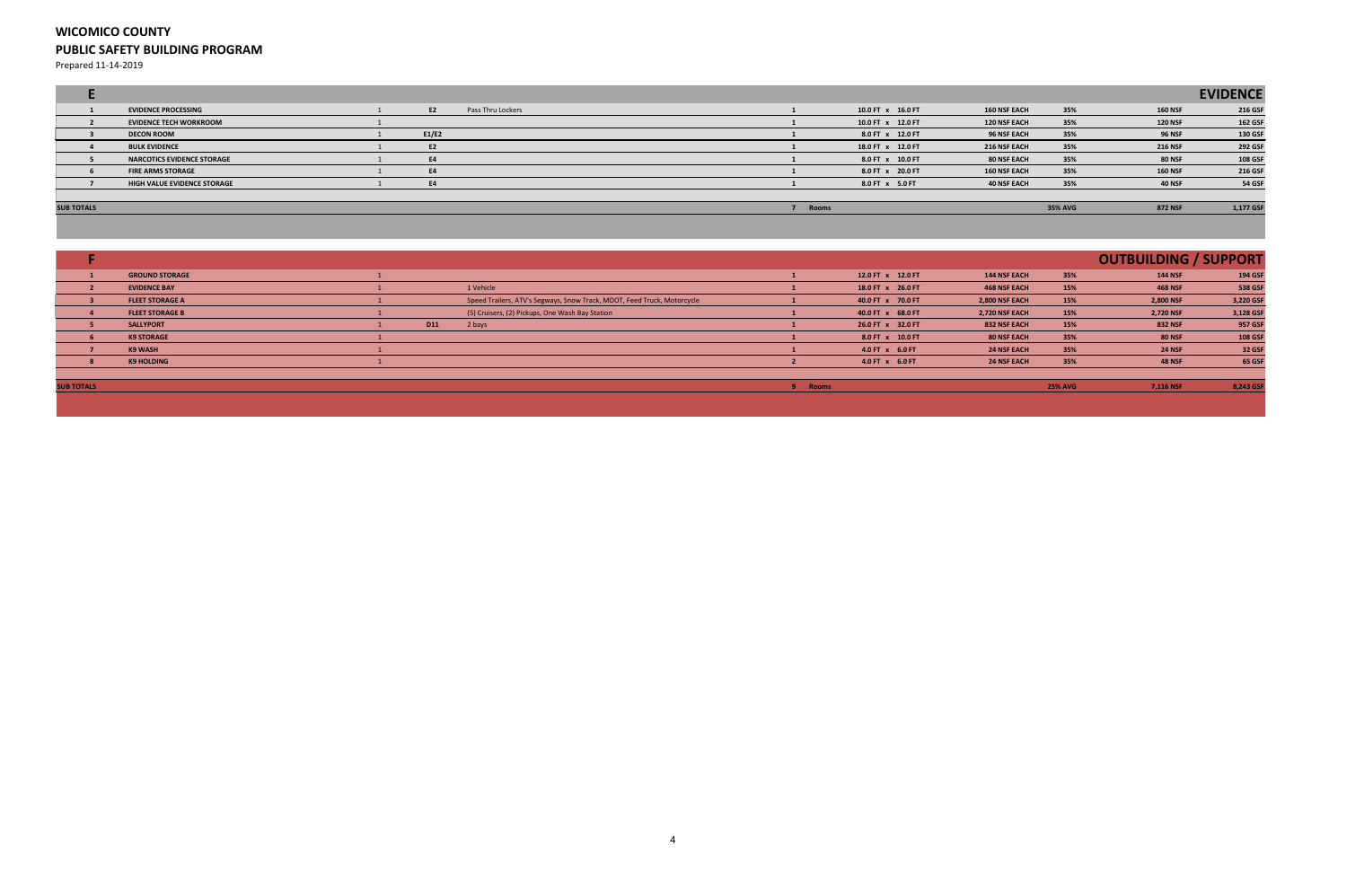# WICOMICO COUNTY

## PUBLIC SAFETY BUILDING PROGRAM

Prepared 11-14-2019

| E | | | | | | | | | | | EVIDENCE |
|---|---|---|---|---|---|---|---|---|---|---|---|
| 1 | EVIDENCE PROCESSING | 1 | E2 | Pass Thru Lockers | 1 | | 10.0 FT x 16.0 FT | 160 NSF EACH | 35% | 160 NSF | 216 GSF |
| 2 | EVIDENCE TECH WORKROOM | 1 | | | 1 | | 10.0 FT x 12.0 FT | 120 NSF EACH | 35% | 120 NSF | 162 GSF |
| 3 | DECON ROOM | 1 | E1/E2 | | 1 | | 8.0 FT x 12.0 FT | 96 NSF EACH | 35% | 96 NSF | 130 GSF |
| 4 | BULK EVIDENCE | 1 | E2 | | 1 | | 18.0 FT x 12.0 FT | 216 NSF EACH | 35% | 216 NSF | 292 GSF |
| 5 | NARCOTICS EVIDENCE STORAGE | 1 | E4 | | 1 | | 8.0 FT x 10.0 FT | 80 NSF EACH | 35% | 80 NSF | 108 GSF |
| 6 | FIRE ARMS STORAGE | 1 | E4 | | 1 | | 8.0 FT x 20.0 FT | 160 NSF EACH | 35% | 160 NSF | 216 GSF |
| 7 | HIGH VALUE EVIDENCE STORAGE | 1 | E4 | | 1 | | 8.0 FT x 5.0 FT | 40 NSF EACH | 35% | 40 NSF | 54 GSF |
| SUB TOTALS | | | | | 7 | Rooms | | | 35% AVG | 872 NSF | 1,177 GSF |

| F | | | | | | | | | | | OUTBUILDING / SUPPORT |
|---|---|---|---|---|---|---|---|---|---|---|---|
| 1 | GROUND STORAGE | 1 | | | 1 | | 12.0 FT x 12.0 FT | 144 NSF EACH | 35% | 144 NSF | 194 GSF |
| 2 | EVIDENCE BAY | 1 | | 1 Vehicle | 1 | | 18.0 FT x 26.0 FT | 468 NSF EACH | 15% | 468 NSF | 538 GSF |
| 3 | FLEET STORAGE A | 1 | | Speed Trailers, ATV's Segways, Snow Track, MDOT, Feed Truck, Motorcycle | 1 | | 40.0 FT x 70.0 FT | 2,800 NSF EACH | 15% | 2,800 NSF | 3,220 GSF |
| 4 | FLEET STORAGE B | 1 | | (5) Cruisers, (2) Pickups, One Wash Bay Station | 1 | | 40.0 FT x 68.0 FT | 2,720 NSF EACH | 15% | 2,720 NSF | 3,128 GSF |
| 5 | SALLYPORT | 1 | D11 | 2 bays | 1 | | 26.0 FT x 32.0 FT | 832 NSF EACH | 15% | 832 NSF | 957 GSF |
| 6 | K9 STORAGE | 1 | | | 1 | | 8.0 FT x 10.0 FT | 80 NSF EACH | 35% | 80 NSF | 108 GSF |
| 7 | K9 WASH | 1 | | | 1 | | 4.0 FT x 6.0 FT | 24 NSF EACH | 35% | 24 NSF | 32 GSF |
| 8 | K9 HOLDING | 1 | | | 2 | | 4.0 FT x 6.0 FT | 24 NSF EACH | 35% | 48 NSF | 65 GSF |
| SUB TOTALS | | | | | 9 | Rooms | | | 25% AVG | 7,116 NSF | 8,243 GSF |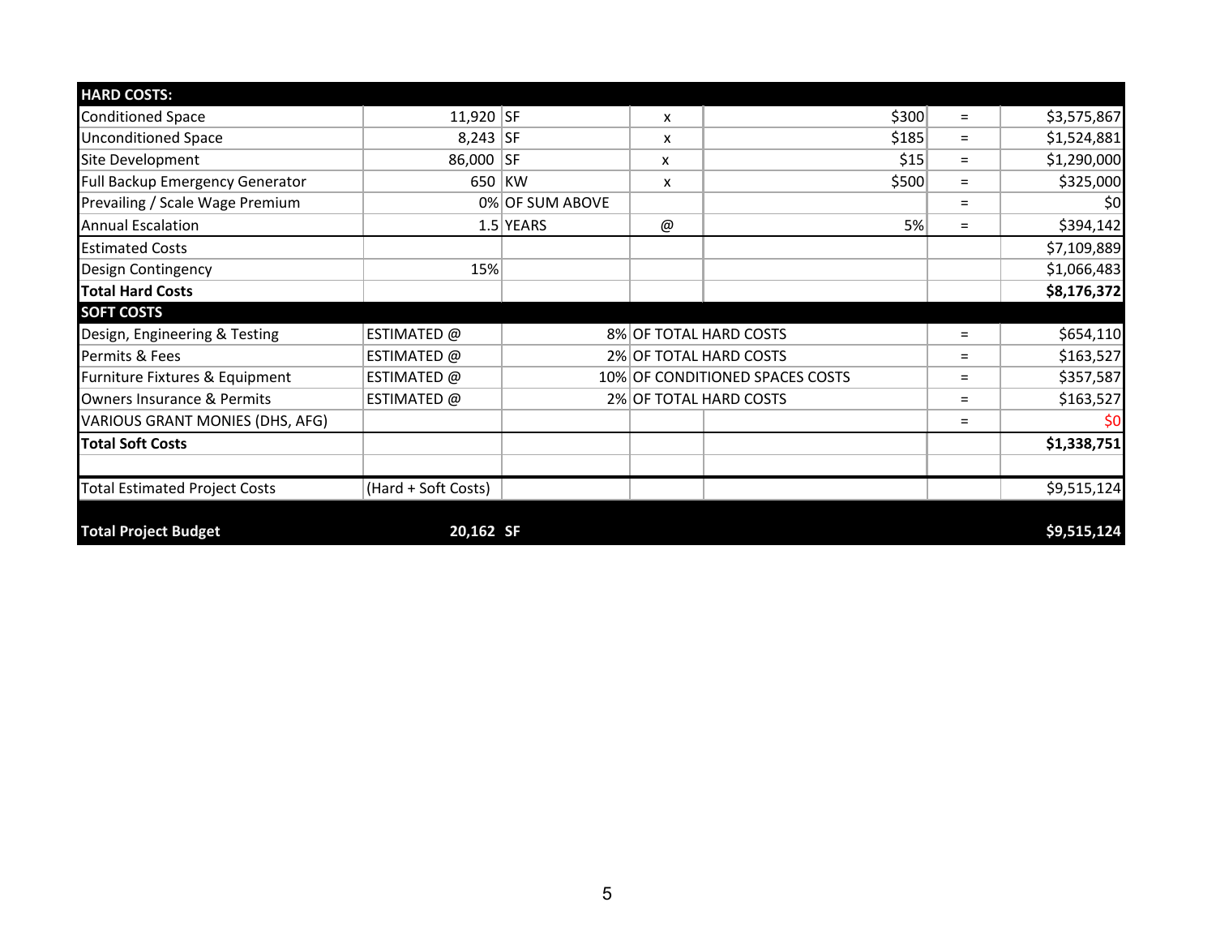| | | | | | | |
|---|---|---|---|---|---|---|
| **HARD COSTS:** | | | | | | |
| Conditioned Space | 11,920 | SF | x | $300 | = | $3,575,867 |
| Unconditioned Space | 8,243 | SF | x | $185 | = | $1,524,881 |
| Site Development | 86,000 | SF | x | $15 | = | $1,290,000 |
| Full Backup Emergency Generator | 650 | KW | x | $500 | = | $325,000 |
| Prevailing / Scale Wage Premium | 0% | OF SUM ABOVE | | | = | $0 |
| Annual Escalation | 1.5 | YEARS | @ | 5% | = | $394,142 |
| Estimated Costs | | | | | | $7,109,889 |
| Design Contingency | 15% | | | | | $1,066,483 |
| **Total Hard Costs** | | | | | | **$8,176,372** |
| **SOFT COSTS** | | | | | | |
| Design, Engineering & Testing | ESTIMATED @ | 8% | OF TOTAL HARD COSTS | | = | $654,110 |
| Permits & Fees | ESTIMATED @ | 2% | OF TOTAL HARD COSTS | | = | $163,527 |
| Furniture Fixtures & Equipment | ESTIMATED @ | 10% | OF CONDITIONED SPACES COSTS | | = | $357,587 |
| Owners Insurance & Permits | ESTIMATED @ | 2% | OF TOTAL HARD COSTS | | = | $163,527 |
| VARIOUS GRANT MONIES (DHS, AFG) | | | | | = | $0 |
| **Total Soft Costs** | | | | | | **$1,338,751** |
| | | | | | | |
| Total Estimated Project Costs | (Hard + Soft Costs) | | | | | $9,515,124 |
| **Total Project Budget** | **20,162** | **SF** | | | | **$9,515,124** |